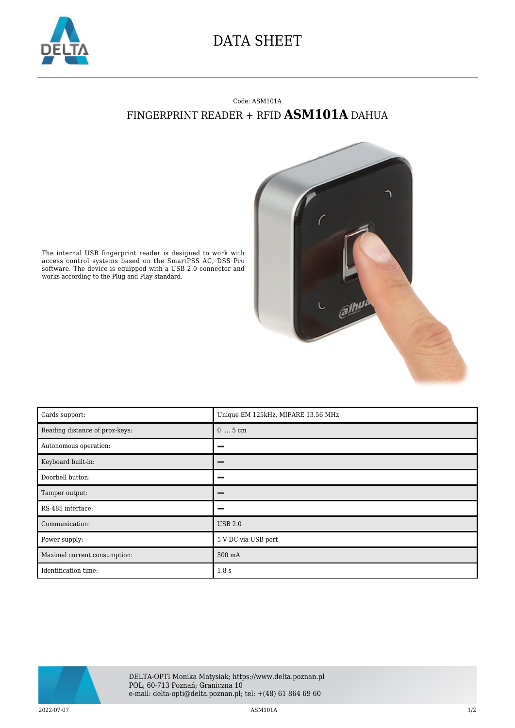# DATA SHEET

Code: ASM101A

## FINGERPRINT READER + RFID **ASM101A** DAHUA

The internal USB fingerprint reader is designed to work with access control systems based on the SmartPSS AC, DSS Pro software. The device is equipped with a USB 2.0 connector and works according to the Plug and Play standard.

| Cards support: | Unique EM 125kHz, MIFARE 13.56 MHz |
|---|---|
| Reading distance of prox-keys: | 0 ... 5 cm |
| Autonomous operation: | – |
| Keyboard built-in: | – |
| Doorbell button: | – |
| Tamper output: | – |
| RS-485 interface: | – |
| Communication: | USB 2.0 |
| Power supply: | 5 V DC via USB port |
| Maximal current consumption: | 500 mA |
| Identification time: | 1.8 s |

DELTA-OPTI Monika Matysiak; https://www.delta.poznan.pl
POL; 60-713 Poznań; Graniczna 10
e-mail: delta-opti@delta.poznan.pl; tel: +(48) 61 864 69 60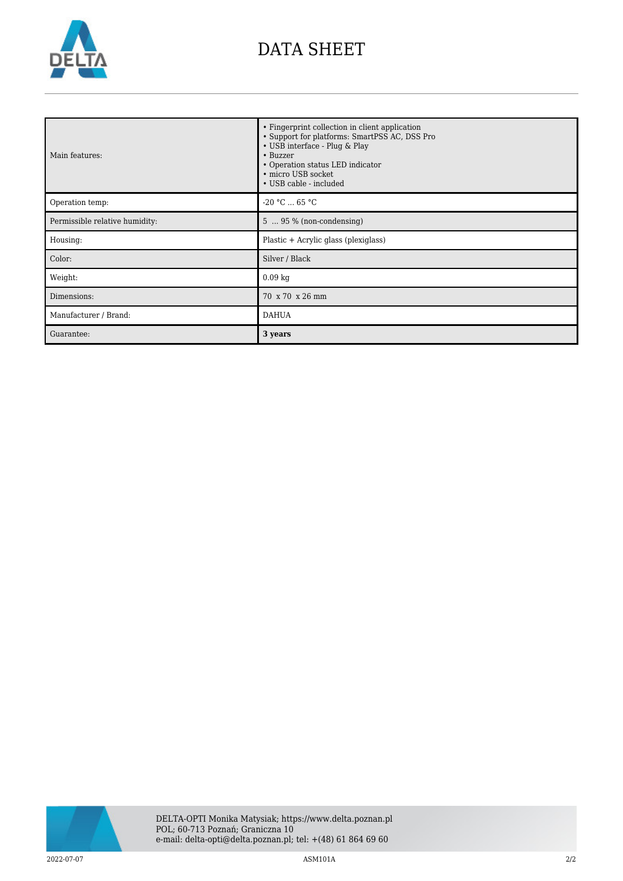# DATA SHEET

| | |
|---|---|
| Main features: | • Fingerprint collection in client application<br>• Support for platforms: SmartPSS AC, DSS Pro<br>• USB interface - Plug & Play<br>• Buzzer<br>• Operation status LED indicator<br>• micro USB socket<br>• USB cable - included |
| Operation temp: | -20 °C ... 65 °C |
| Permissible relative humidity: | 5 ... 95 % (non-condensing) |
| Housing: | Plastic + Acrylic glass (plexiglass) |
| Color: | Silver / Black |
| Weight: | 0.09 kg |
| Dimensions: | 70 x 70 x 26 mm |
| Manufacturer / Brand: | DAHUA |
| Guarantee: | **3 years** |

DELTA-OPTI Monika Matysiak; https://www.delta.poznan.pl
POL; 60-713 Poznań; Graniczna 10
e-mail: delta-opti@delta.poznan.pl; tel: +(48) 61 864 69 60

2022-07-07 ASM101A